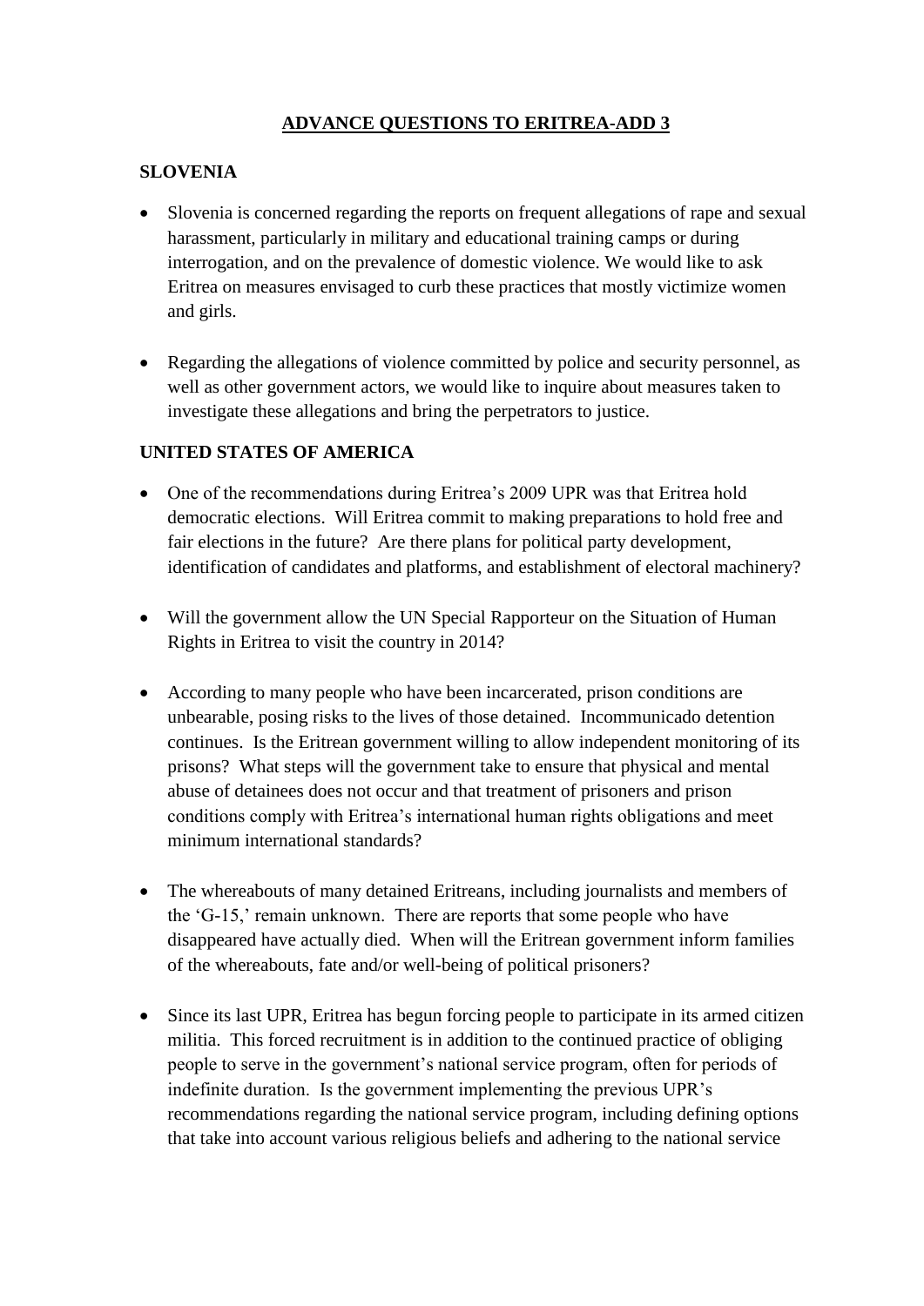# ADVANCE QUESTIONS TO ERITREA-ADD 3

## SLOVENIA

- Slovenia is concerned regarding the reports on frequent allegations of rape and sexual harassment, particularly in military and educational training camps or during interrogation, and on the prevalence of domestic violence. We would like to ask Eritrea on measures envisaged to curb these practices that mostly victimize women and girls.

- Regarding the allegations of violence committed by police and security personnel, as well as other government actors, we would like to inquire about measures taken to investigate these allegations and bring the perpetrators to justice.

## UNITED STATES OF AMERICA

- One of the recommendations during Eritrea's 2009 UPR was that Eritrea hold democratic elections. Will Eritrea commit to making preparations to hold free and fair elections in the future? Are there plans for political party development, identification of candidates and platforms, and establishment of electoral machinery?

- Will the government allow the UN Special Rapporteur on the Situation of Human Rights in Eritrea to visit the country in 2014?

- According to many people who have been incarcerated, prison conditions are unbearable, posing risks to the lives of those detained. Incommunicado detention continues. Is the Eritrean government willing to allow independent monitoring of its prisons? What steps will the government take to ensure that physical and mental abuse of detainees does not occur and that treatment of prisoners and prison conditions comply with Eritrea's international human rights obligations and meet minimum international standards?

- The whereabouts of many detained Eritreans, including journalists and members of the 'G-15,' remain unknown. There are reports that some people who have disappeared have actually died. When will the Eritrean government inform families of the whereabouts, fate and/or well-being of political prisoners?

- Since its last UPR, Eritrea has begun forcing people to participate in its armed citizen militia. This forced recruitment is in addition to the continued practice of obliging people to serve in the government's national service program, often for periods of indefinite duration. Is the government implementing the previous UPR's recommendations regarding the national service program, including defining options that take into account various religious beliefs and adhering to the national service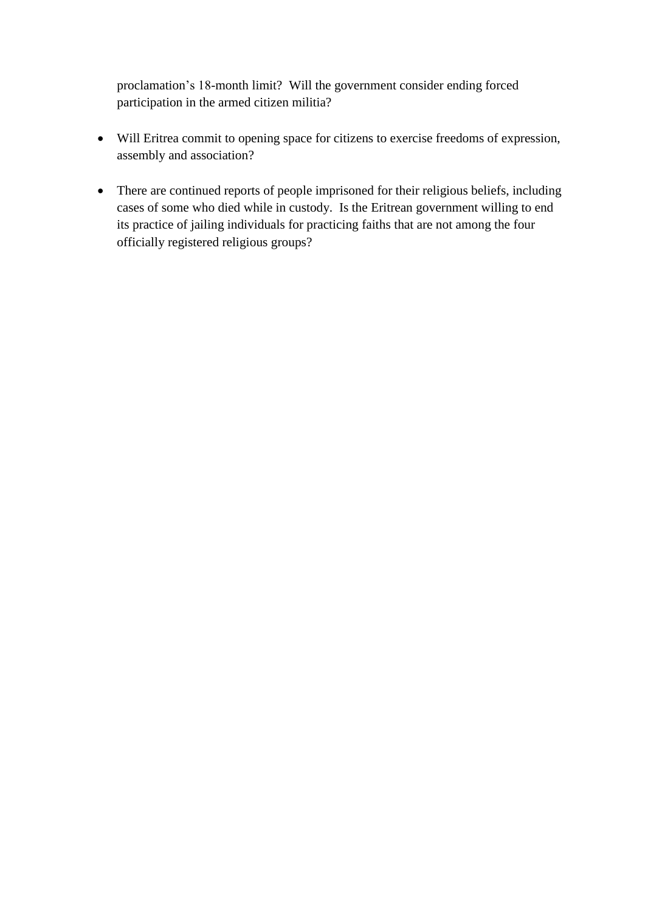proclamation's 18-month limit? Will the government consider ending forced participation in the armed citizen militia?

- Will Eritrea commit to opening space for citizens to exercise freedoms of expression, assembly and association?

- There are continued reports of people imprisoned for their religious beliefs, including cases of some who died while in custody. Is the Eritrean government willing to end its practice of jailing individuals for practicing faiths that are not among the four officially registered religious groups?